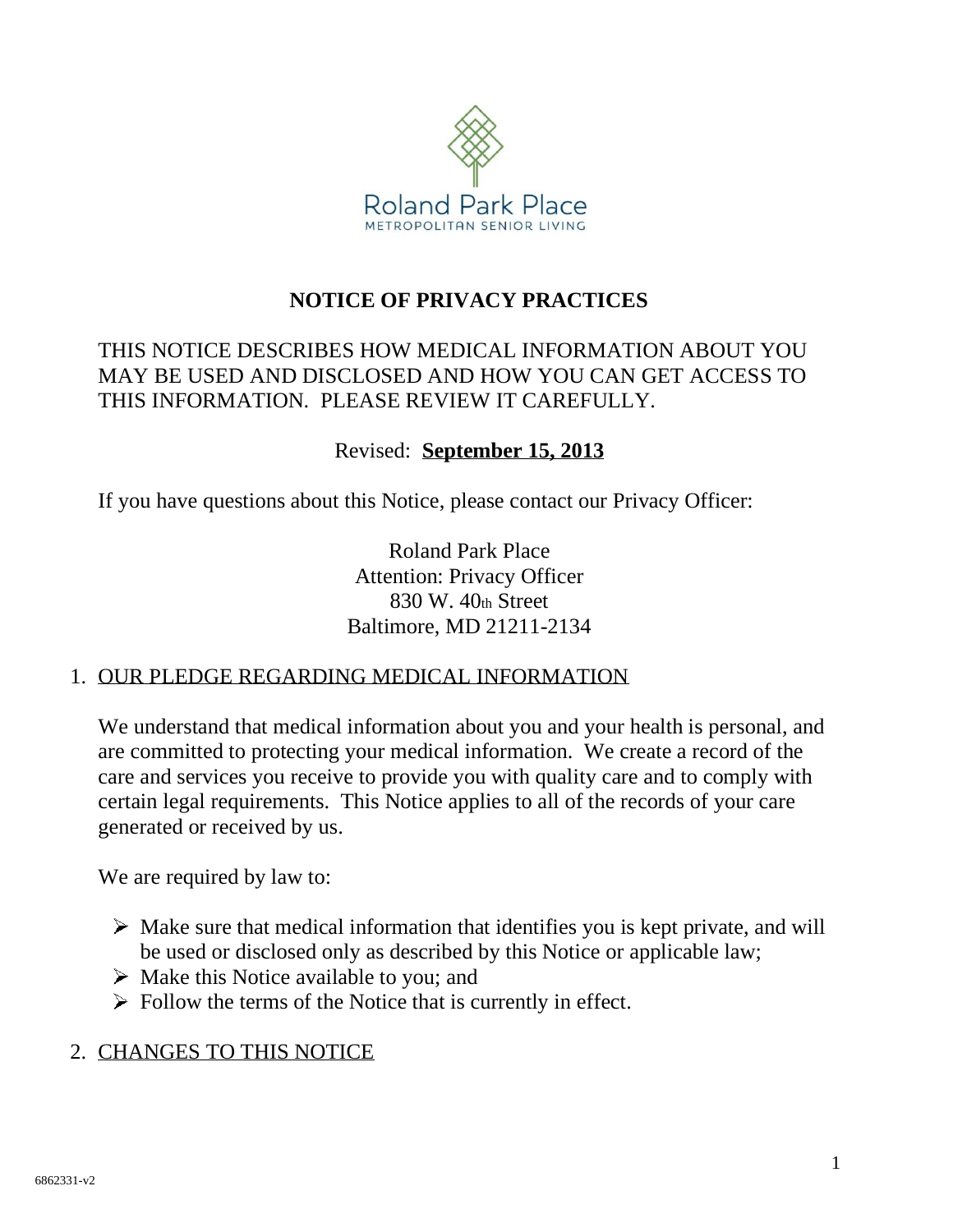Roland Park Place
METROPOLITAN SENIOR LIVING

# NOTICE OF PRIVACY PRACTICES

THIS NOTICE DESCRIBES HOW MEDICAL INFORMATION ABOUT YOU MAY BE USED AND DISCLOSED AND HOW YOU CAN GET ACCESS TO THIS INFORMATION. PLEASE REVIEW IT CAREFULLY.

Revised: **September 15, 2013**

If you have questions about this Notice, please contact our Privacy Officer:

Roland Park Place
Attention: Privacy Officer
830 W. 40th Street
Baltimore, MD 21211-2134

## 1. OUR PLEDGE REGARDING MEDICAL INFORMATION

We understand that medical information about you and your health is personal, and are committed to protecting your medical information. We create a record of the care and services you receive to provide you with quality care and to comply with certain legal requirements. This Notice applies to all of the records of your care generated or received by us.

We are required by law to:

- Make sure that medical information that identifies you is kept private, and will be used or disclosed only as described by this Notice or applicable law;
- Make this Notice available to you; and
- Follow the terms of the Notice that is currently in effect.

## 2. CHANGES TO THIS NOTICE

6862331-v2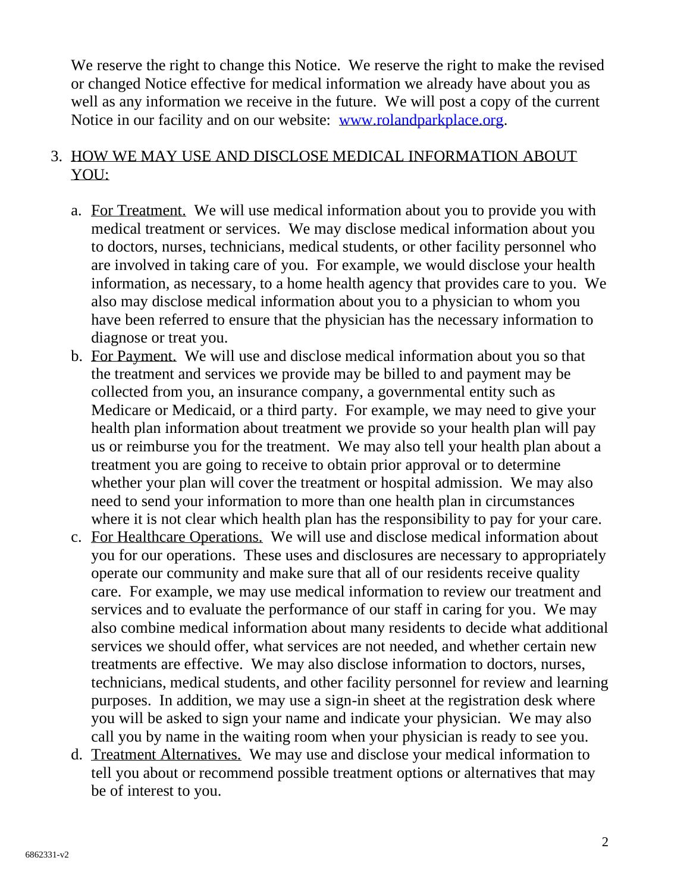We reserve the right to change this Notice. We reserve the right to make the revised or changed Notice effective for medical information we already have about you as well as any information we receive in the future. We will post a copy of the current Notice in our facility and on our website: [www.rolandparkplace.org](http://www.rolandparkplace.org).

3. HOW WE MAY USE AND DISCLOSE MEDICAL INFORMATION ABOUT YOU:

   a. For Treatment. We will use medical information about you to provide you with medical treatment or services. We may disclose medical information about you to doctors, nurses, technicians, medical students, or other facility personnel who are involved in taking care of you. For example, we would disclose your health information, as necessary, to a home health agency that provides care to you. We also may disclose medical information about you to a physician to whom you have been referred to ensure that the physician has the necessary information to diagnose or treat you.
   b. For Payment. We will use and disclose medical information about you so that the treatment and services we provide may be billed to and payment may be collected from you, an insurance company, a governmental entity such as Medicare or Medicaid, or a third party. For example, we may need to give your health plan information about treatment we provide so your health plan will pay us or reimburse you for the treatment. We may also tell your health plan about a treatment you are going to receive to obtain prior approval or to determine whether your plan will cover the treatment or hospital admission. We may also need to send your information to more than one health plan in circumstances where it is not clear which health plan has the responsibility to pay for your care.
   c. For Healthcare Operations. We will use and disclose medical information about you for our operations. These uses and disclosures are necessary to appropriately operate our community and make sure that all of our residents receive quality care. For example, we may use medical information to review our treatment and services and to evaluate the performance of our staff in caring for you. We may also combine medical information about many residents to decide what additional services we should offer, what services are not needed, and whether certain new treatments are effective. We may also disclose information to doctors, nurses, technicians, medical students, and other facility personnel for review and learning purposes. In addition, we may use a sign-in sheet at the registration desk where you will be asked to sign your name and indicate your physician. We may also call you by name in the waiting room when your physician is ready to see you.
   d. Treatment Alternatives. We may use and disclose your medical information to tell you about or recommend possible treatment options or alternatives that may be of interest to you.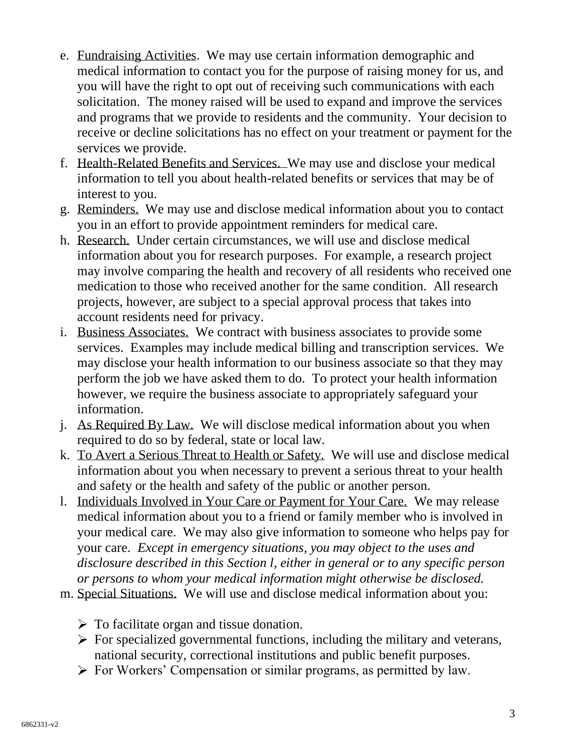e. Fundraising Activities. We may use certain information demographic and medical information to contact you for the purpose of raising money for us, and you will have the right to opt out of receiving such communications with each solicitation. The money raised will be used to expand and improve the services and programs that we provide to residents and the community. Your decision to receive or decline solicitations has no effect on your treatment or payment for the services we provide.

f. Health-Related Benefits and Services. We may use and disclose your medical information to tell you about health-related benefits or services that may be of interest to you.

g. Reminders. We may use and disclose medical information about you to contact you in an effort to provide appointment reminders for medical care.

h. Research. Under certain circumstances, we will use and disclose medical information about you for research purposes. For example, a research project may involve comparing the health and recovery of all residents who received one medication to those who received another for the same condition. All research projects, however, are subject to a special approval process that takes into account residents need for privacy.

i. Business Associates. We contract with business associates to provide some services. Examples may include medical billing and transcription services. We may disclose your health information to our business associate so that they may perform the job we have asked them to do. To protect your health information however, we require the business associate to appropriately safeguard your information.

j. As Required By Law. We will disclose medical information about you when required to do so by federal, state or local law.

k. To Avert a Serious Threat to Health or Safety. We will use and disclose medical information about you when necessary to prevent a serious threat to your health and safety or the health and safety of the public or another person.

l. Individuals Involved in Your Care or Payment for Your Care. We may release medical information about you to a friend or family member who is involved in your medical care. We may also give information to someone who helps pay for your care. *Except in emergency situations, you may object to the uses and disclosure described in this Section l, either in general or to any specific person or persons to whom your medical information might otherwise be disclosed.*

m. Special Situations. We will use and disclose medical information about you:

- To facilitate organ and tissue donation.
- For specialized governmental functions, including the military and veterans, national security, correctional institutions and public benefit purposes.
- For Workers' Compensation or similar programs, as permitted by law.

6862331-v2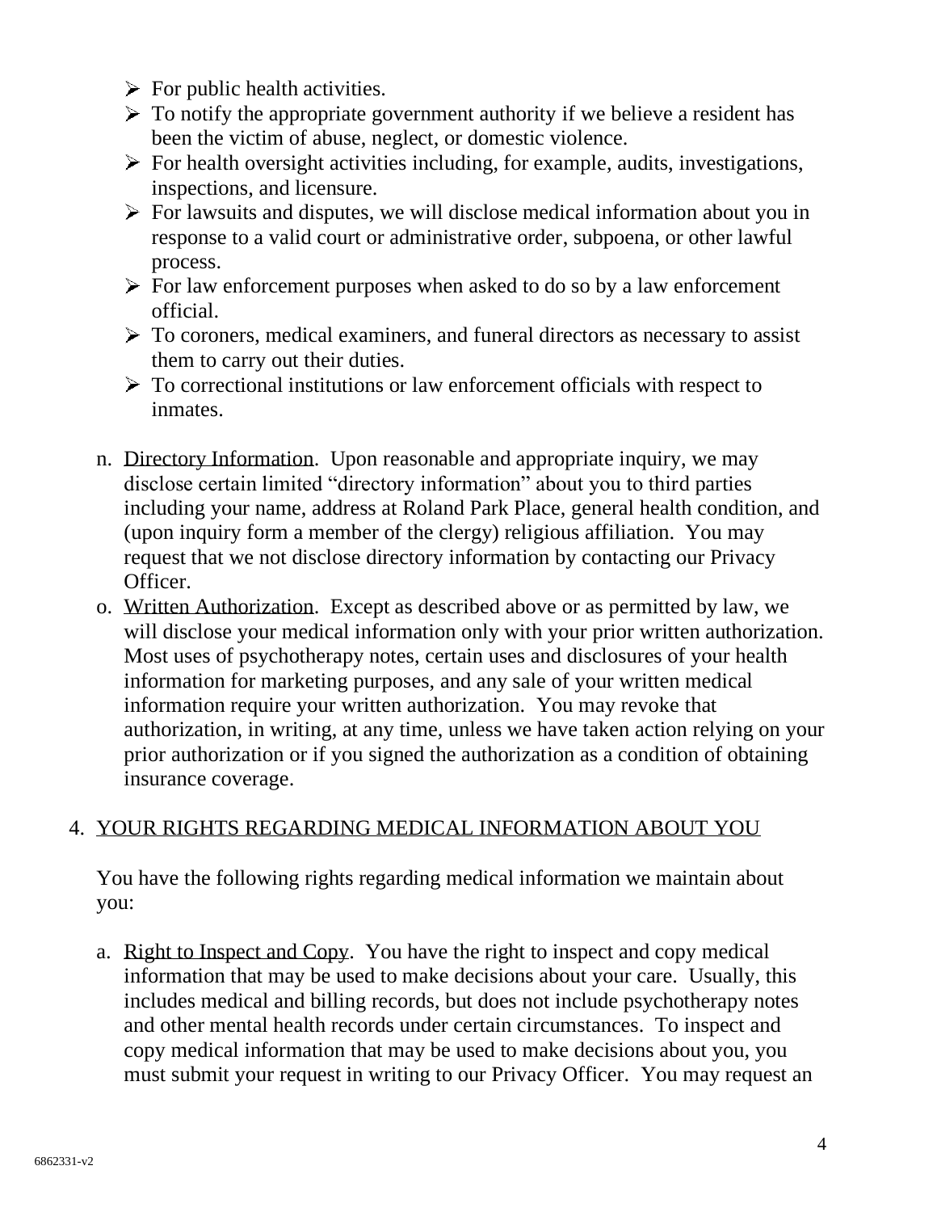- For public health activities.
- To notify the appropriate government authority if we believe a resident has been the victim of abuse, neglect, or domestic violence.
- For health oversight activities including, for example, audits, investigations, inspections, and licensure.
- For lawsuits and disputes, we will disclose medical information about you in response to a valid court or administrative order, subpoena, or other lawful process.
- For law enforcement purposes when asked to do so by a law enforcement official.
- To coroners, medical examiners, and funeral directors as necessary to assist them to carry out their duties.
- To correctional institutions or law enforcement officials with respect to inmates.

n. Directory Information. Upon reasonable and appropriate inquiry, we may disclose certain limited "directory information" about you to third parties including your name, address at Roland Park Place, general health condition, and (upon inquiry form a member of the clergy) religious affiliation. You may request that we not disclose directory information by contacting our Privacy Officer.

o. Written Authorization. Except as described above or as permitted by law, we will disclose your medical information only with your prior written authorization. Most uses of psychotherapy notes, certain uses and disclosures of your health information for marketing purposes, and any sale of your written medical information require your written authorization. You may revoke that authorization, in writing, at any time, unless we have taken action relying on your prior authorization or if you signed the authorization as a condition of obtaining insurance coverage.

## 4. YOUR RIGHTS REGARDING MEDICAL INFORMATION ABOUT YOU

You have the following rights regarding medical information we maintain about you:

a. Right to Inspect and Copy. You have the right to inspect and copy medical information that may be used to make decisions about your care. Usually, this includes medical and billing records, but does not include psychotherapy notes and other mental health records under certain circumstances. To inspect and copy medical information that may be used to make decisions about you, you must submit your request in writing to our Privacy Officer. You may request an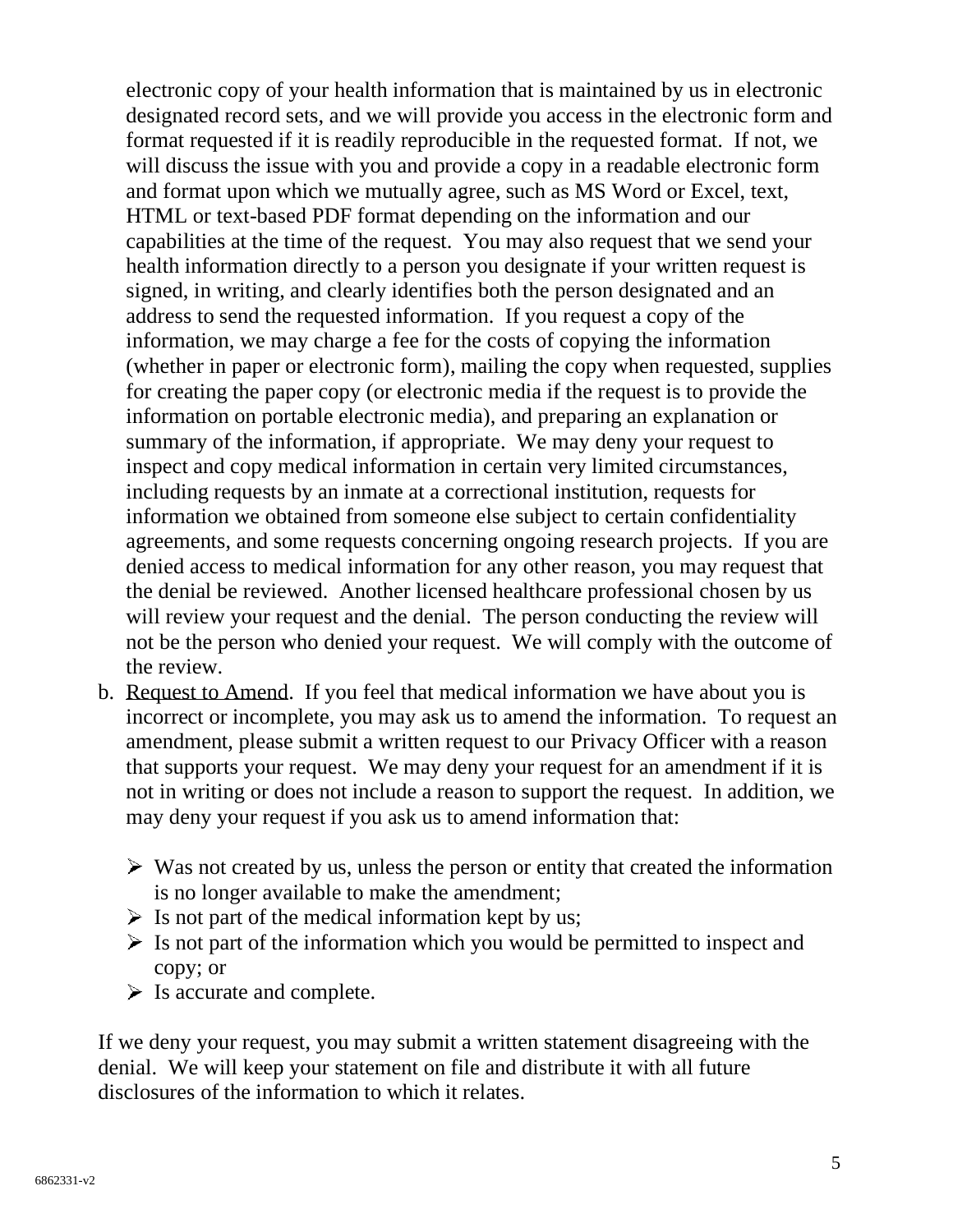electronic copy of your health information that is maintained by us in electronic designated record sets, and we will provide you access in the electronic form and format requested if it is readily reproducible in the requested format. If not, we will discuss the issue with you and provide a copy in a readable electronic form and format upon which we mutually agree, such as MS Word or Excel, text, HTML or text-based PDF format depending on the information and our capabilities at the time of the request. You may also request that we send your health information directly to a person you designate if your written request is signed, in writing, and clearly identifies both the person designated and an address to send the requested information. If you request a copy of the information, we may charge a fee for the costs of copying the information (whether in paper or electronic form), mailing the copy when requested, supplies for creating the paper copy (or electronic media if the request is to provide the information on portable electronic media), and preparing an explanation or summary of the information, if appropriate. We may deny your request to inspect and copy medical information in certain very limited circumstances, including requests by an inmate at a correctional institution, requests for information we obtained from someone else subject to certain confidentiality agreements, and some requests concerning ongoing research projects. If you are denied access to medical information for any other reason, you may request that the denial be reviewed. Another licensed healthcare professional chosen by us will review your request and the denial. The person conducting the review will not be the person who denied your request. We will comply with the outcome of the review.

b. Request to Amend. If you feel that medical information we have about you is incorrect or incomplete, you may ask us to amend the information. To request an amendment, please submit a written request to our Privacy Officer with a reason that supports your request. We may deny your request for an amendment if it is not in writing or does not include a reason to support the request. In addition, we may deny your request if you ask us to amend information that:

   - Was not created by us, unless the person or entity that created the information is no longer available to make the amendment;
   - Is not part of the medical information kept by us;
   - Is not part of the information which you would be permitted to inspect and copy; or
   - Is accurate and complete.

If we deny your request, you may submit a written statement disagreeing with the denial. We will keep your statement on file and distribute it with all future disclosures of the information to which it relates.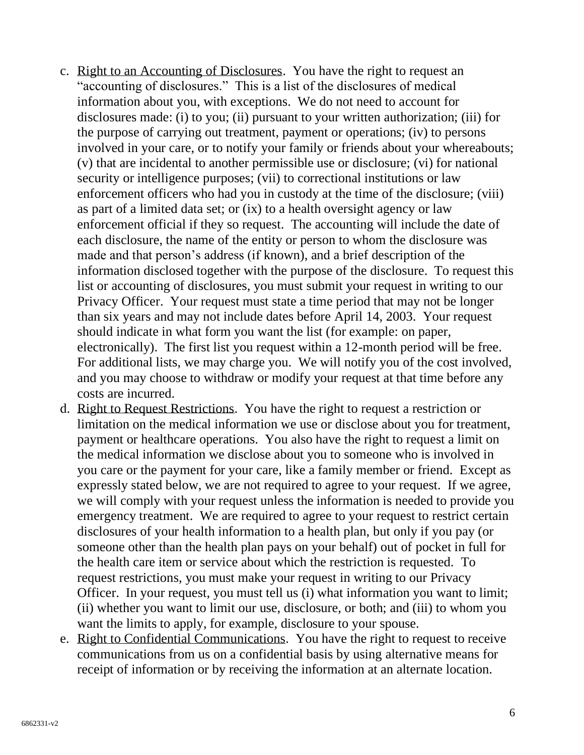c. Right to an Accounting of Disclosures. You have the right to request an "accounting of disclosures." This is a list of the disclosures of medical information about you, with exceptions. We do not need to account for disclosures made: (i) to you; (ii) pursuant to your written authorization; (iii) for the purpose of carrying out treatment, payment or operations; (iv) to persons involved in your care, or to notify your family or friends about your whereabouts; (v) that are incidental to another permissible use or disclosure; (vi) for national security or intelligence purposes; (vii) to correctional institutions or law enforcement officers who had you in custody at the time of the disclosure; (viii) as part of a limited data set; or (ix) to a health oversight agency or law enforcement official if they so request. The accounting will include the date of each disclosure, the name of the entity or person to whom the disclosure was made and that person's address (if known), and a brief description of the information disclosed together with the purpose of the disclosure. To request this list or accounting of disclosures, you must submit your request in writing to our Privacy Officer. Your request must state a time period that may not be longer than six years and may not include dates before April 14, 2003. Your request should indicate in what form you want the list (for example: on paper, electronically). The first list you request within a 12-month period will be free. For additional lists, we may charge you. We will notify you of the cost involved, and you may choose to withdraw or modify your request at that time before any costs are incurred.

d. Right to Request Restrictions. You have the right to request a restriction or limitation on the medical information we use or disclose about you for treatment, payment or healthcare operations. You also have the right to request a limit on the medical information we disclose about you to someone who is involved in you care or the payment for your care, like a family member or friend. Except as expressly stated below, we are not required to agree to your request. If we agree, we will comply with your request unless the information is needed to provide you emergency treatment. We are required to agree to your request to restrict certain disclosures of your health information to a health plan, but only if you pay (or someone other than the health plan pays on your behalf) out of pocket in full for the health care item or service about which the restriction is requested. To request restrictions, you must make your request in writing to our Privacy Officer. In your request, you must tell us (i) what information you want to limit; (ii) whether you want to limit our use, disclosure, or both; and (iii) to whom you want the limits to apply, for example, disclosure to your spouse.

e. Right to Confidential Communications. You have the right to request to receive communications from us on a confidential basis by using alternative means for receipt of information or by receiving the information at an alternate location.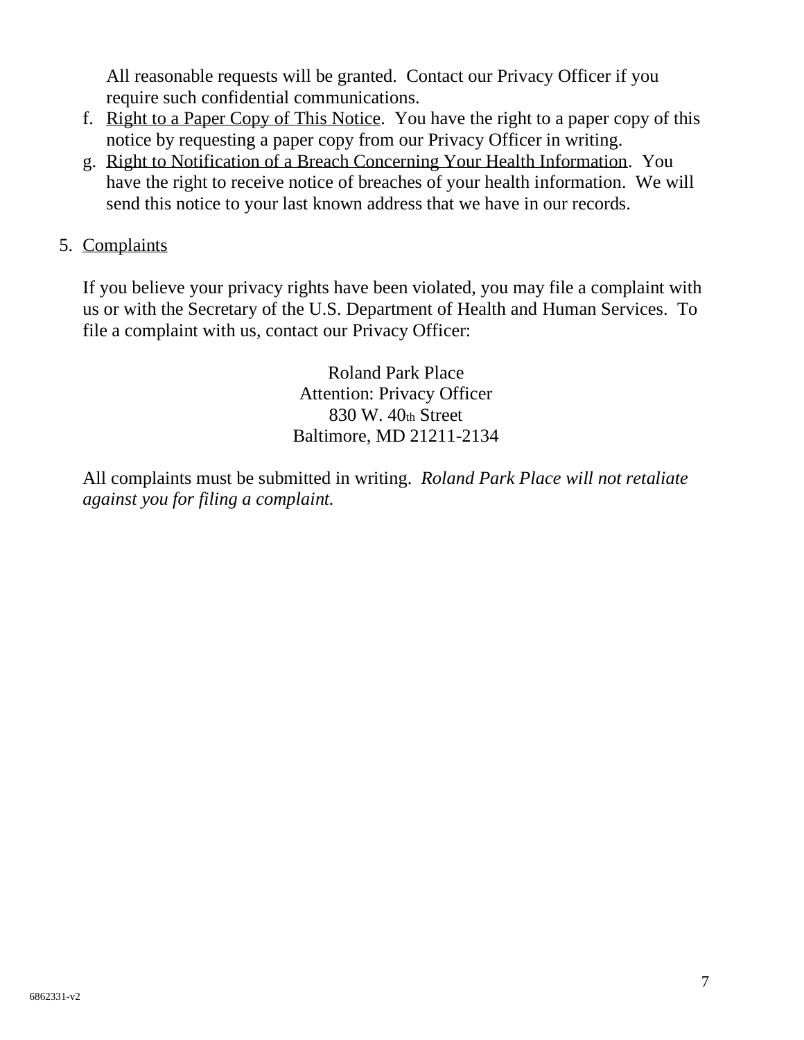All reasonable requests will be granted. Contact our Privacy Officer if you require such confidential communications.

f. Right to a Paper Copy of This Notice. You have the right to a paper copy of this notice by requesting a paper copy from our Privacy Officer in writing.
g. Right to Notification of a Breach Concerning Your Health Information. You have the right to receive notice of breaches of your health information. We will send this notice to your last known address that we have in our records.

5. Complaints

If you believe your privacy rights have been violated, you may file a complaint with us or with the Secretary of the U.S. Department of Health and Human Services. To file a complaint with us, contact our Privacy Officer:

Roland Park Place
Attention: Privacy Officer
830 W. 40th Street
Baltimore, MD 21211-2134

All complaints must be submitted in writing. *Roland Park Place will not retaliate against you for filing a complaint.*

6862331-v2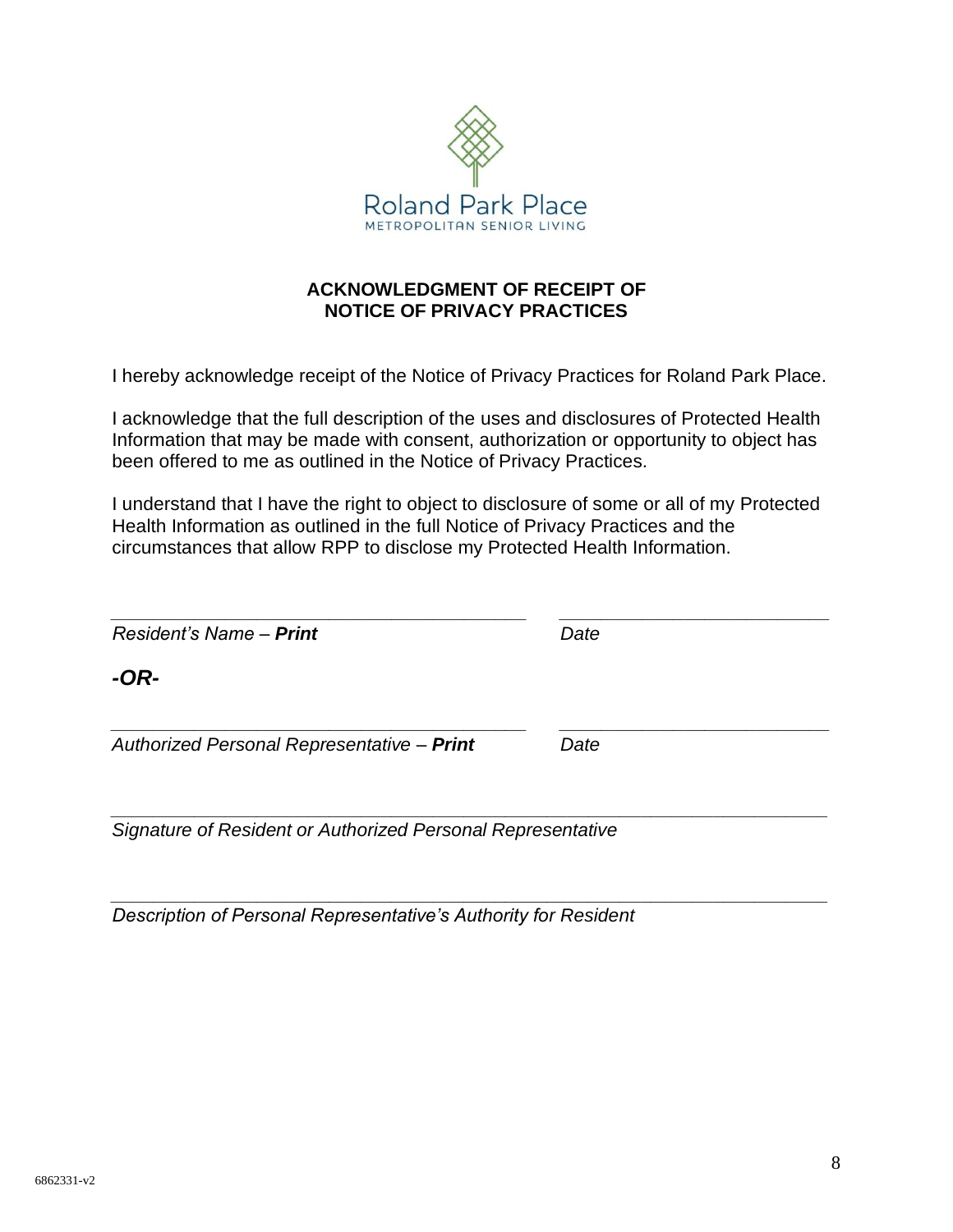Roland Park Place
METROPOLITAN SENIOR LIVING

## ACKNOWLEDGMENT OF RECEIPT OF NOTICE OF PRIVACY PRACTICES

I hereby acknowledge receipt of the Notice of Privacy Practices for Roland Park Place.

I acknowledge that the full description of the uses and disclosures of Protected Health Information that may be made with consent, authorization or opportunity to object has been offered to me as outlined in the Notice of Privacy Practices.

I understand that I have the right to object to disclosure of some or all of my Protected Health Information as outlined in the full Notice of Privacy Practices and the circumstances that allow RPP to disclose my Protected Health Information.

\_\_\_\_\_\_\_\_\_\_\_\_\_\_\_\_\_\_\_\_\_\_\_\_\_\_\_\_\_\_\_\_\_\_\_\_\_\_\_\_ \_\_\_\_\_\_\_\_\_\_\_\_\_\_\_\_\_\_\_\_\_\_\_\_\_\_\_\_

*Resident's Name – **Print*** *Date*

***-OR-***

\_\_\_\_\_\_\_\_\_\_\_\_\_\_\_\_\_\_\_\_\_\_\_\_\_\_\_\_\_\_\_\_\_\_\_\_\_\_\_\_ \_\_\_\_\_\_\_\_\_\_\_\_\_\_\_\_\_\_\_\_\_\_\_\_\_\_\_\_

*Authorized Personal Representative – **Print*** *Date*

\_\_\_\_\_\_\_\_\_\_\_\_\_\_\_\_\_\_\_\_\_\_\_\_\_\_\_\_\_\_\_\_\_\_\_\_\_\_\_\_\_\_\_\_\_\_\_\_\_\_\_\_\_\_\_\_\_\_\_\_\_\_\_\_\_\_\_\_\_\_

*Signature of Resident or Authorized Personal Representative*

\_\_\_\_\_\_\_\_\_\_\_\_\_\_\_\_\_\_\_\_\_\_\_\_\_\_\_\_\_\_\_\_\_\_\_\_\_\_\_\_\_\_\_\_\_\_\_\_\_\_\_\_\_\_\_\_\_\_\_\_\_\_\_\_\_\_\_\_\_\_

*Description of Personal Representative's Authority for Resident*

6862331-v2